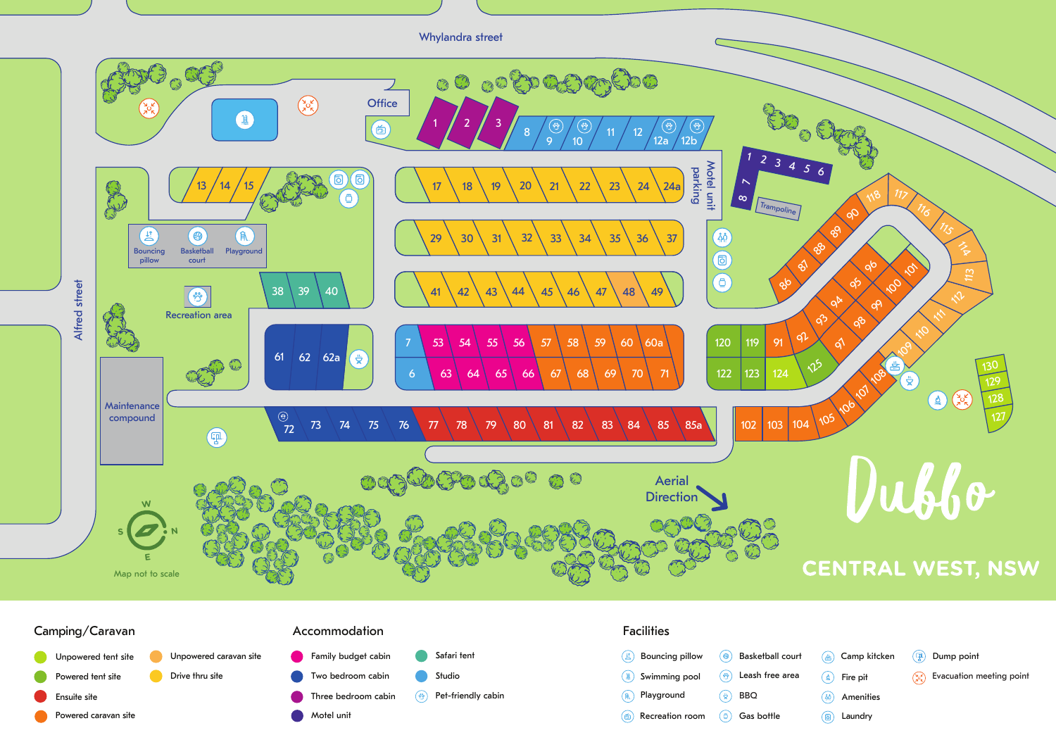Whylandra street

Alfred street

Office

Motel unit parking

Trampoline

Bouncing pillow

Basketball court

Playground

Recreation area

Maintenance compound

Aerial Direction

Map not to scale

# Dubbo

## CENTRAL WEST, NSW

### Camping/Caravan

- Unpowered tent site
- Powered tent site
- Ensuite site
- Powered caravan site
- Unpowered caravan site
- Drive thru site

### Accommodation

- Family budget cabin
- Two bedroom cabin
- Three bedroom cabin
- Motel unit
- Safari tent
- Studio
- Pet-friendly cabin

### Facilities

- Bouncing pillow
- Swimming pool
- Playground
- Recreation room
- Basketball court
- Leash free area
- BBQ
- Gas bottle
- Camp kitchen
- Fire pit
- Amenities
- Laundry
- Dump point
- Evacuation meeting point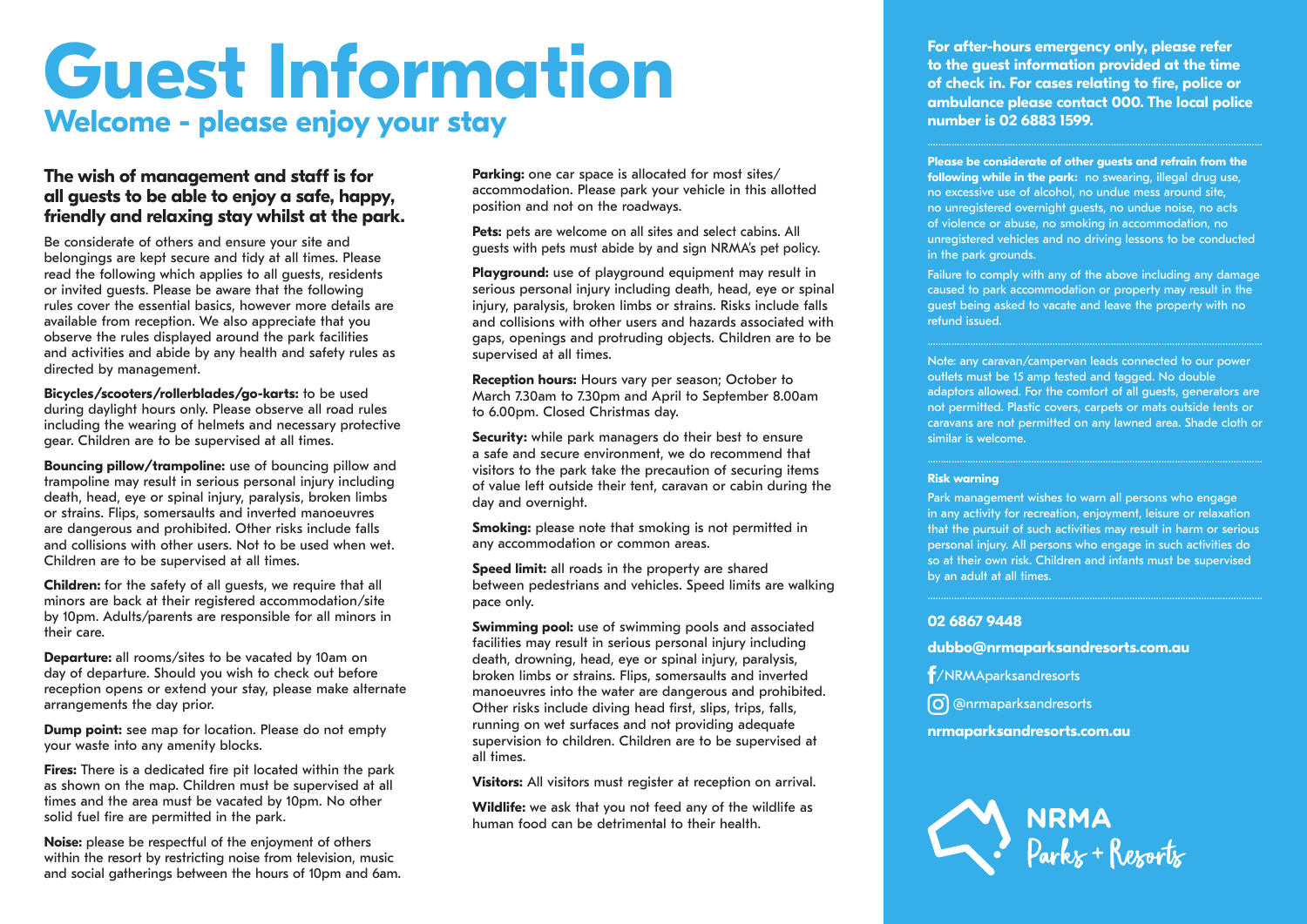# Guest Information

## Welcome - please enjoy your stay

### The wish of management and staff is for all guests to be able to enjoy a safe, happy, friendly and relaxing stay whilst at the park.

Be considerate of others and ensure your site and belongings are kept secure and tidy at all times. Please read the following which applies to all guests, residents or invited guests. Please be aware that the following rules cover the essential basics, however more details are available from reception. We also appreciate that you observe the rules displayed around the park facilities and activities and abide by any health and safety rules as directed by management.

**Bicycles/scooters/rollerblades/go-karts:** to be used during daylight hours only. Please observe all road rules including the wearing of helmets and necessary protective gear. Children are to be supervised at all times.

**Bouncing pillow/trampoline:** use of bouncing pillow and trampoline may result in serious personal injury including death, head, eye or spinal injury, paralysis, broken limbs or strains. Flips, somersaults and inverted manoeuvres are dangerous and prohibited. Other risks include falls and collisions with other users. Not to be used when wet. Children are to be supervised at all times.

**Children:** for the safety of all guests, we require that all minors are back at their registered accommodation/site by 10pm. Adults/parents are responsible for all minors in their care.

**Departure:** all rooms/sites to be vacated by 10am on day of departure. Should you wish to check out before reception opens or extend your stay, please make alternate arrangements the day prior.

**Dump point:** see map for location. Please do not empty your waste into any amenity blocks.

**Fires:** There is a dedicated fire pit located within the park as shown on the map. Children must be supervised at all times and the area must be vacated by 10pm. No other solid fuel fire are permitted in the park.

**Noise:** please be respectful of the enjoyment of others within the resort by restricting noise from television, music and social gatherings between the hours of 10pm and 6am.

**Parking:** one car space is allocated for most sites/accommodation. Please park your vehicle in this allotted position and not on the roadways.

**Pets:** pets are welcome on all sites and select cabins. All guests with pets must abide by and sign NRMA's pet policy.

**Playground:** use of playground equipment may result in serious personal injury including death, head, eye or spinal injury, paralysis, broken limbs or strains. Risks include falls and collisions with other users and hazards associated with gaps, openings and protruding objects. Children are to be supervised at all times.

**Reception hours:** Hours vary per season; October to March 7.30am to 7.30pm and April to September 8.00am to 6.00pm. Closed Christmas day.

**Security:** while park managers do their best to ensure a safe and secure environment, we do recommend that visitors to the park take the precaution of securing items of value left outside their tent, caravan or cabin during the day and overnight.

**Smoking:** please note that smoking is not permitted in any accommodation or common areas.

**Speed limit:** all roads in the property are shared between pedestrians and vehicles. Speed limits are walking pace only.

**Swimming pool:** use of swimming pools and associated facilities may result in serious personal injury including death, drowning, head, eye or spinal injury, paralysis, broken limbs or strains. Flips, somersaults and inverted manoeuvres into the water are dangerous and prohibited. Other risks include diving head first, slips, trips, falls, running on wet surfaces and not providing adequate supervision to children. Children are to be supervised at all times.

**Visitors:** All visitors must register at reception on arrival.

**Wildlife:** we ask that you not feed any of the wildlife as human food can be detrimental to their health.

**For after-hours emergency only, please refer to the guest information provided at the time of check in. For cases relating to fire, police or ambulance please contact 000. The local police number is 02 6883 1599.**

**Please be considerate of other guests and refrain from the following while in the park:** no swearing, illegal drug use, no excessive use of alcohol, no undue mess around site, no unregistered overnight guests, no undue noise, no acts of violence or abuse, no smoking in accommodation, no unregistered vehicles and no driving lessons to be conducted in the park grounds.

Failure to comply with any of the above including any damage caused to park accommodation or property may result in the guest being asked to vacate and leave the property with no refund issued.

Note: any caravan/campervan leads connected to our power outlets must be 15 amp tested and tagged. No double adaptors allowed. For the comfort of all guests, generators are not permitted. Plastic covers, carpets or mats outside tents or caravans are not permitted on any lawned area. Shade cloth or similar is welcome.

**Risk warning**

Park management wishes to warn all persons who engage in any activity for recreation, enjoyment, leisure or relaxation that the pursuit of such activities may result in harm or serious personal injury. All persons who engage in such activities do so at their own risk. Children and infants must be supervised by an adult at all times.

**02 6867 9448**

**dubbo@nrmaparksandresorts.com.au**

/NRMAparksandresorts

@nrmaparksandresorts

**nrmaparksandresorts.com.au**

NRMA Parks + Resorts